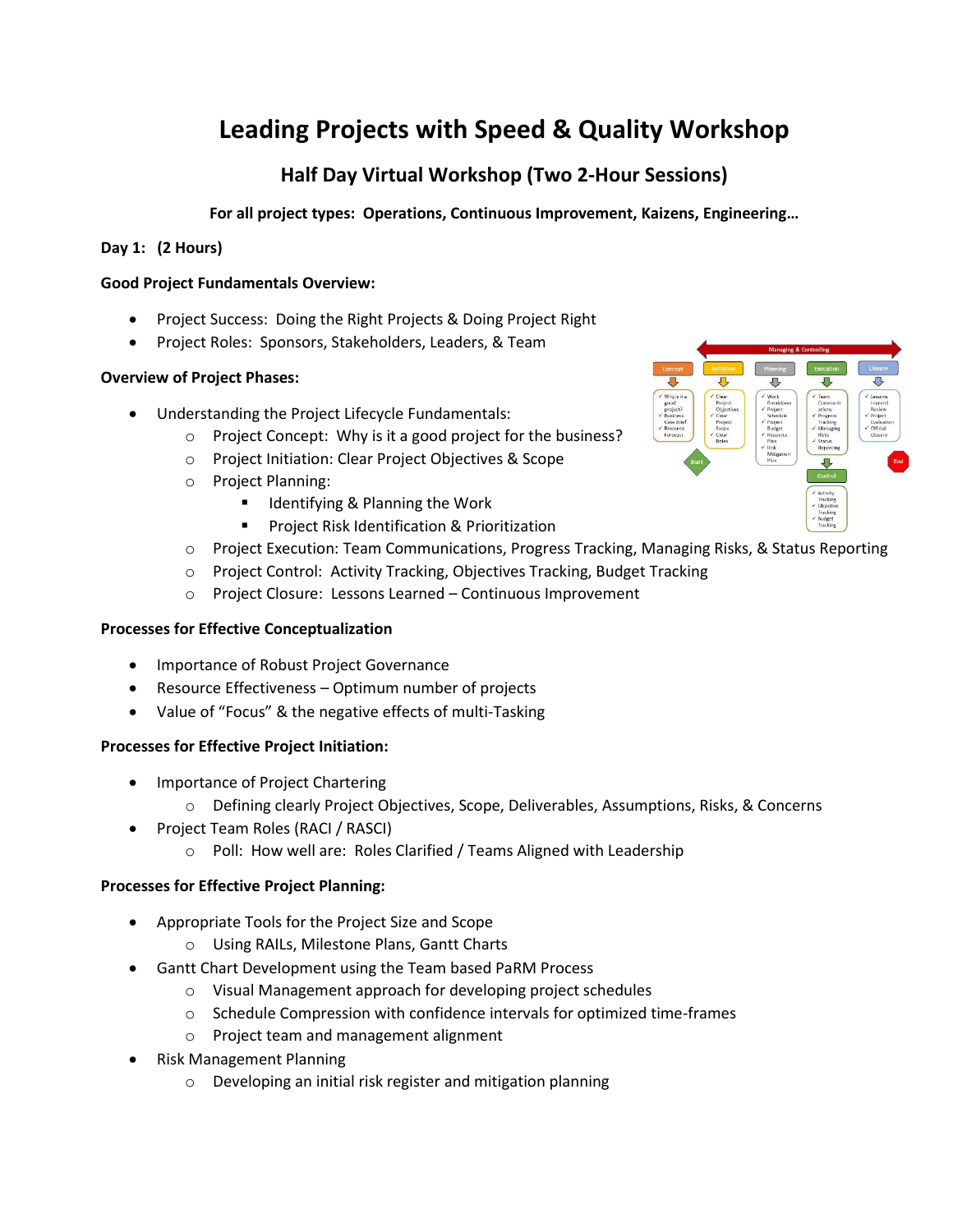# Leading Projects with Speed & Quality Workshop

## Half Day Virtual Workshop (Two 2-Hour Sessions)

**For all project types: Operations, Continuous Improvement, Kaizens, Engineering…**

**Day 1: (2 Hours)**

**Good Project Fundamentals Overview:**

- Project Success: Doing the Right Projects & Doing Project Right
- Project Roles: Sponsors, Stakeholders, Leaders, & Team

**Overview of Project Phases:**

- Understanding the Project Lifecycle Fundamentals:
  - Project Concept: Why is it a good project for the business?
  - Project Initiation: Clear Project Objectives & Scope
  - Project Planning:
    - Identifying & Planning the Work
    - Project Risk Identification & Prioritization
  - Project Execution: Team Communications, Progress Tracking, Managing Risks, & Status Reporting
  - Project Control: Activity Tracking, Objectives Tracking, Budget Tracking
  - Project Closure: Lessons Learned – Continuous Improvement

**Processes for Effective Conceptualization**

- Importance of Robust Project Governance
- Resource Effectiveness – Optimum number of projects
- Value of "Focus" & the negative effects of multi-Tasking

**Processes for Effective Project Initiation:**

- Importance of Project Chartering
  - Defining clearly Project Objectives, Scope, Deliverables, Assumptions, Risks, & Concerns
- Project Team Roles (RACI / RASCI)
  - Poll: How well are: Roles Clarified / Teams Aligned with Leadership

**Processes for Effective Project Planning:**

- Appropriate Tools for the Project Size and Scope
  - Using RAILs, Milestone Plans, Gantt Charts
- Gantt Chart Development using the Team based PaRM Process
  - Visual Management approach for developing project schedules
  - Schedule Compression with confidence intervals for optimized time-frames
  - Project team and management alignment
- Risk Management Planning
  - Developing an initial risk register and mitigation planning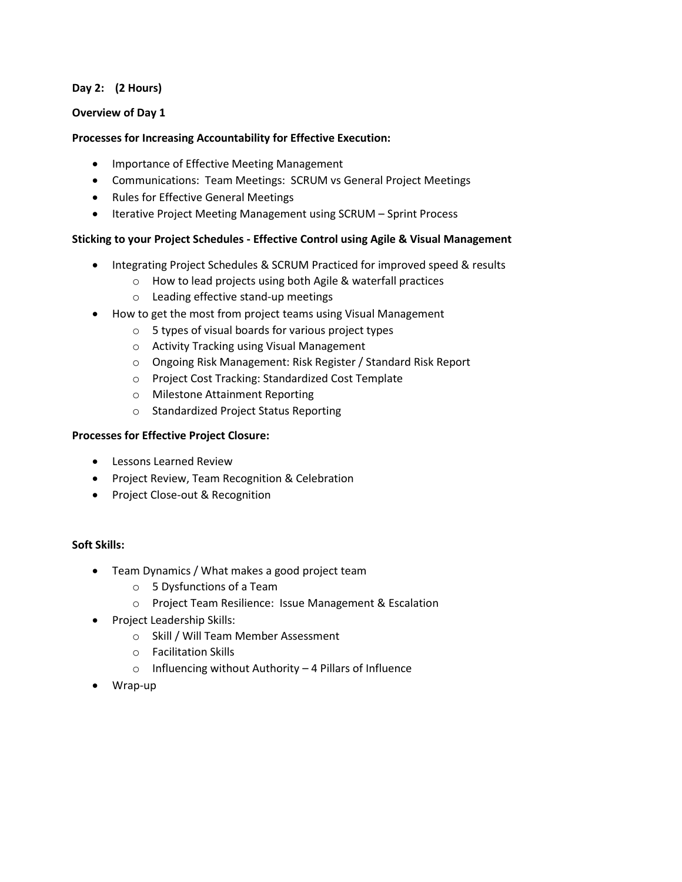**Day 2: (2 Hours)**

**Overview of Day 1**

**Processes for Increasing Accountability for Effective Execution:**

- Importance of Effective Meeting Management
- Communications: Team Meetings: SCRUM vs General Project Meetings
- Rules for Effective General Meetings
- Iterative Project Meeting Management using SCRUM – Sprint Process

**Sticking to your Project Schedules - Effective Control using Agile & Visual Management**

- Integrating Project Schedules & SCRUM Practiced for improved speed & results
  - How to lead projects using both Agile & waterfall practices
  - Leading effective stand-up meetings
- How to get the most from project teams using Visual Management
  - 5 types of visual boards for various project types
  - Activity Tracking using Visual Management
  - Ongoing Risk Management: Risk Register / Standard Risk Report
  - Project Cost Tracking: Standardized Cost Template
  - Milestone Attainment Reporting
  - Standardized Project Status Reporting

**Processes for Effective Project Closure:**

- Lessons Learned Review
- Project Review, Team Recognition & Celebration
- Project Close-out & Recognition

**Soft Skills:**

- Team Dynamics / What makes a good project team
  - 5 Dysfunctions of a Team
  - Project Team Resilience: Issue Management & Escalation
- Project Leadership Skills:
  - Skill / Will Team Member Assessment
  - Facilitation Skills
  - Influencing without Authority – 4 Pillars of Influence
- Wrap-up